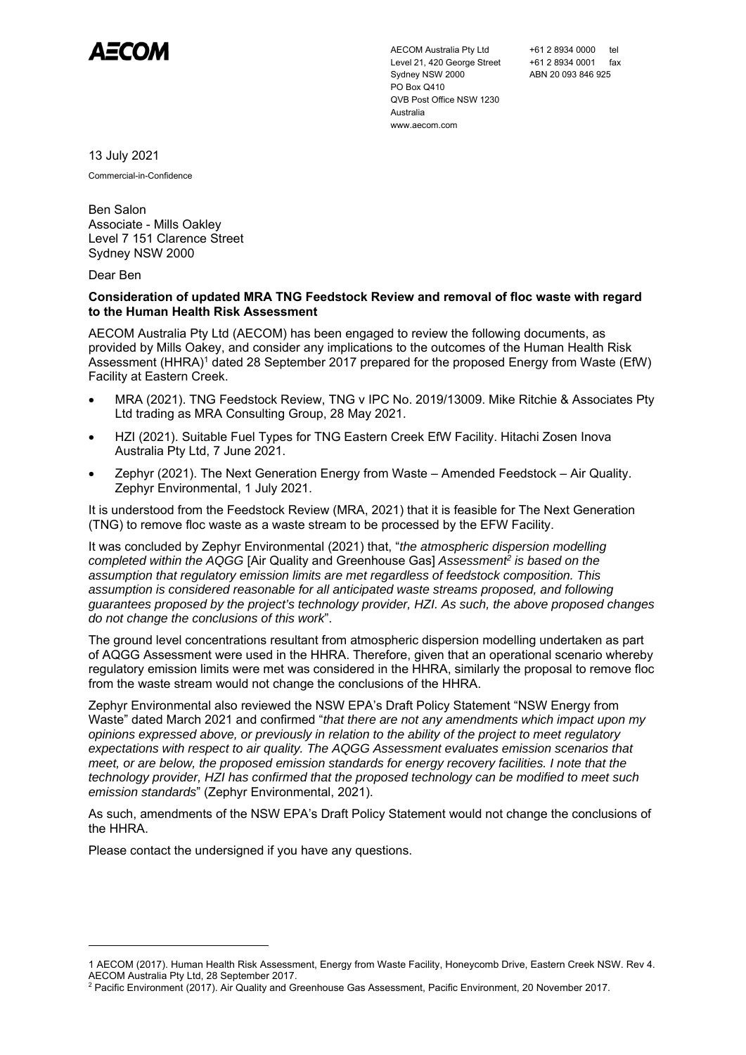AECOM

AECOM Australia Pty Ltd
Level 21, 420 George Street
Sydney NSW 2000
PO Box Q410
QVB Post Office NSW 1230
Australia
www.aecom.com

+61 2 8934 0000 tel
+61 2 8934 0001 fax
ABN 20 093 846 925

13 July 2021

Commercial-in-Confidence

Ben Salon
Associate - Mills Oakley
Level 7 151 Clarence Street
Sydney NSW 2000

Dear Ben

**Consideration of updated MRA TNG Feedstock Review and removal of floc waste with regard to the Human Health Risk Assessment**

AECOM Australia Pty Ltd (AECOM) has been engaged to review the following documents, as provided by Mills Oakey, and consider any implications to the outcomes of the Human Health Risk Assessment (HHRA)[1] dated 28 September 2017 prepared for the proposed Energy from Waste (EfW) Facility at Eastern Creek.

- MRA (2021). TNG Feedstock Review, TNG v IPC No. 2019/13009. Mike Ritchie & Associates Pty Ltd trading as MRA Consulting Group, 28 May 2021.
- HZI (2021). Suitable Fuel Types for TNG Eastern Creek EfW Facility. Hitachi Zosen Inova Australia Pty Ltd, 7 June 2021.
- Zephyr (2021). The Next Generation Energy from Waste – Amended Feedstock – Air Quality. Zephyr Environmental, 1 July 2021.

It is understood from the Feedstock Review (MRA, 2021) that it is feasible for The Next Generation (TNG) to remove floc waste as a waste stream to be processed by the EFW Facility.

It was concluded by Zephyr Environmental (2021) that, "*the atmospheric dispersion modelling completed within the AQGG* [Air Quality and Greenhouse Gas] *Assessment[2] is based on the assumption that regulatory emission limits are met regardless of feedstock composition. This assumption is considered reasonable for all anticipated waste streams proposed, and following guarantees proposed by the project's technology provider, HZI. As such, the above proposed changes do not change the conclusions of this work*".

The ground level concentrations resultant from atmospheric dispersion modelling undertaken as part of AQGG Assessment were used in the HHRA. Therefore, given that an operational scenario whereby regulatory emission limits were met was considered in the HHRA, similarly the proposal to remove floc from the waste stream would not change the conclusions of the HHRA.

Zephyr Environmental also reviewed the NSW EPA's Draft Policy Statement "NSW Energy from Waste" dated March 2021 and confirmed "*that there are not any amendments which impact upon my opinions expressed above, or previously in relation to the ability of the project to meet regulatory expectations with respect to air quality. The AQGG Assessment evaluates emission scenarios that meet, or are below, the proposed emission standards for energy recovery facilities. I note that the technology provider, HZI has confirmed that the proposed technology can be modified to meet such emission standards*" (Zephyr Environmental, 2021).

As such, amendments of the NSW EPA's Draft Policy Statement would not change the conclusions of the HHRA.

Please contact the undersigned if you have any questions.

---

1 AECOM (2017). Human Health Risk Assessment, Energy from Waste Facility, Honeycomb Drive, Eastern Creek NSW. Rev 4. AECOM Australia Pty Ltd, 28 September 2017.

2 Pacific Environment (2017). Air Quality and Greenhouse Gas Assessment, Pacific Environment, 20 November 2017.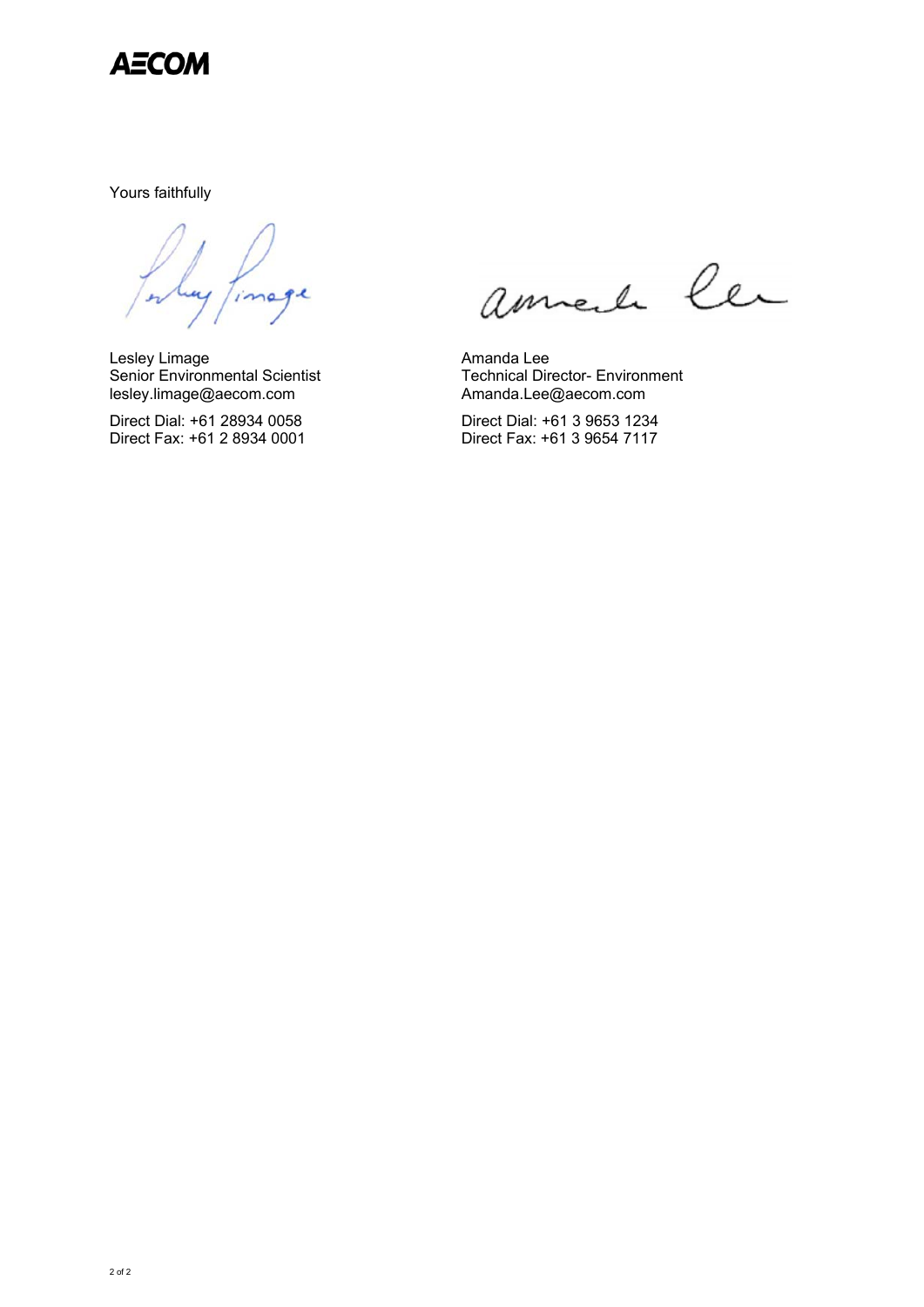Yours faithfully

Lesley Limage
Senior Environmental Scientist
lesley.limage@aecom.com

Direct Dial: +61 28934 0058
Direct Fax: +61 2 8934 0001

Amanda Lee
Technical Director- Environment
Amanda.Lee@aecom.com

Direct Dial: +61 3 9653 1234
Direct Fax: +61 3 9654 7117